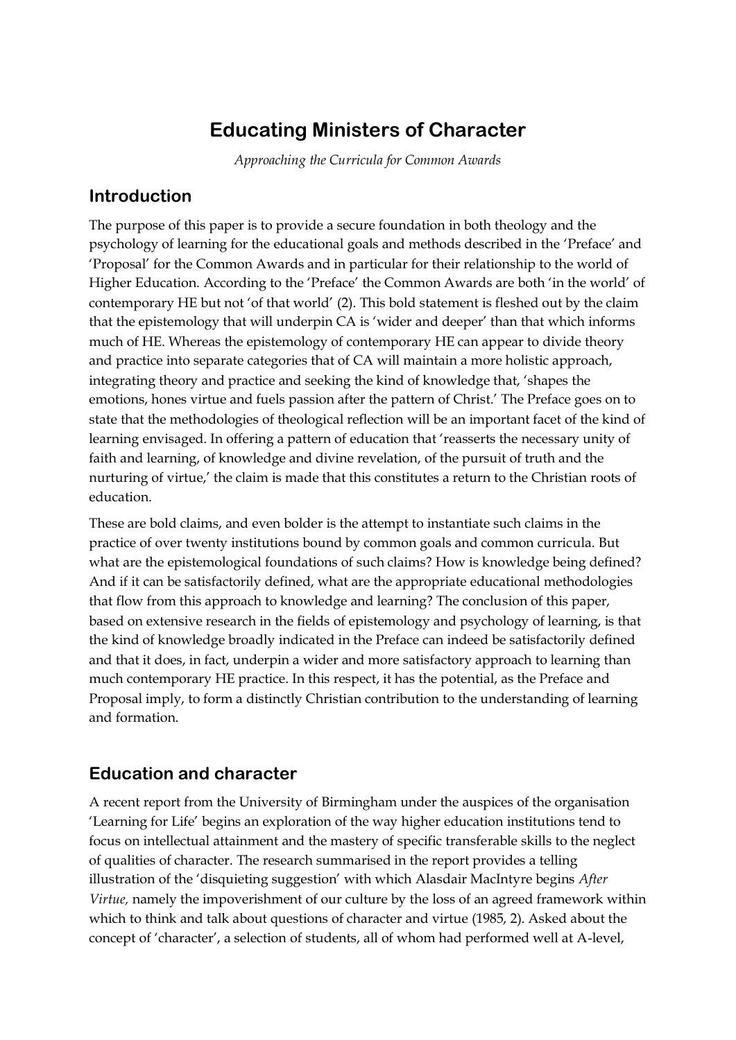# Educating Ministers of Character

*Approaching the Curricula for Common Awards*

## Introduction

The purpose of this paper is to provide a secure foundation in both theology and the psychology of learning for the educational goals and methods described in the 'Preface' and 'Proposal' for the Common Awards and in particular for their relationship to the world of Higher Education. According to the 'Preface' the Common Awards are both 'in the world' of contemporary HE but not 'of that world' (2). This bold statement is fleshed out by the claim that the epistemology that will underpin CA is 'wider and deeper' than that which informs much of HE. Whereas the epistemology of contemporary HE can appear to divide theory and practice into separate categories that of CA will maintain a more holistic approach, integrating theory and practice and seeking the kind of knowledge that, 'shapes the emotions, hones virtue and fuels passion after the pattern of Christ.' The Preface goes on to state that the methodologies of theological reflection will be an important facet of the kind of learning envisaged. In offering a pattern of education that 'reasserts the necessary unity of faith and learning, of knowledge and divine revelation, of the pursuit of truth and the nurturing of virtue,' the claim is made that this constitutes a return to the Christian roots of education.

These are bold claims, and even bolder is the attempt to instantiate such claims in the practice of over twenty institutions bound by common goals and common curricula. But what are the epistemological foundations of such claims? How is knowledge being defined? And if it can be satisfactorily defined, what are the appropriate educational methodologies that flow from this approach to knowledge and learning? The conclusion of this paper, based on extensive research in the fields of epistemology and psychology of learning, is that the kind of knowledge broadly indicated in the Preface can indeed be satisfactorily defined and that it does, in fact, underpin a wider and more satisfactory approach to learning than much contemporary HE practice. In this respect, it has the potential, as the Preface and Proposal imply, to form a distinctly Christian contribution to the understanding of learning and formation.

## Education and character

A recent report from the University of Birmingham under the auspices of the organisation 'Learning for Life' begins an exploration of the way higher education institutions tend to focus on intellectual attainment and the mastery of specific transferable skills to the neglect of qualities of character. The research summarised in the report provides a telling illustration of the 'disquieting suggestion' with which Alasdair MacIntyre begins *After Virtue,* namely the impoverishment of our culture by the loss of an agreed framework within which to think and talk about questions of character and virtue (1985, 2). Asked about the concept of 'character', a selection of students, all of whom had performed well at A-level,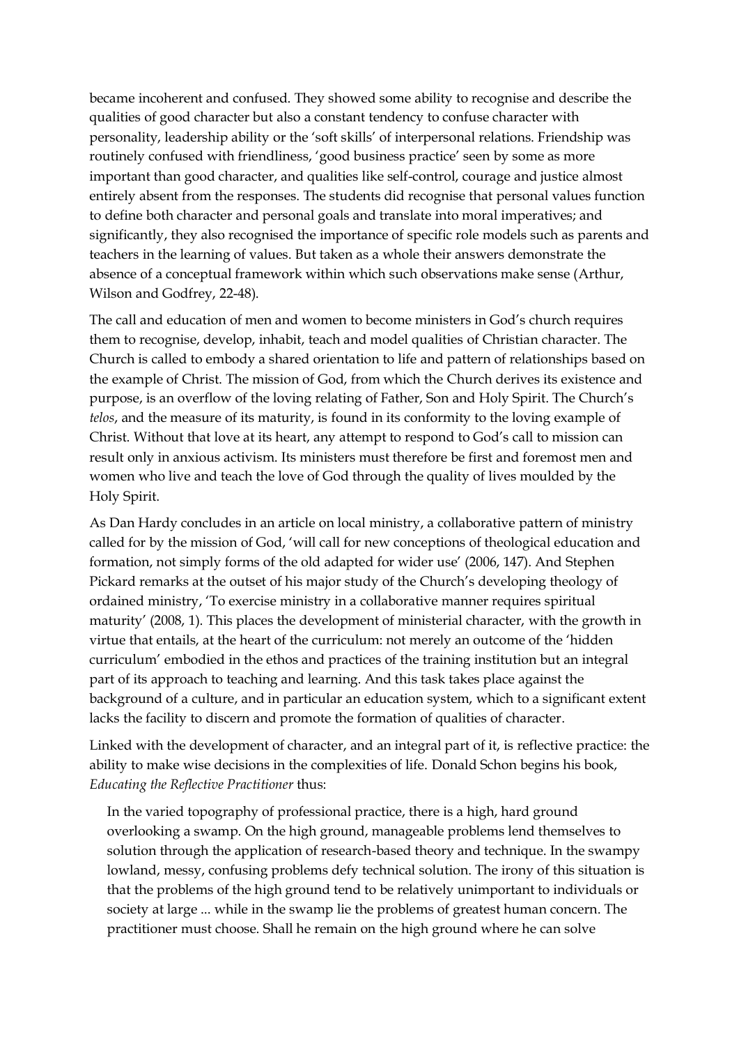became incoherent and confused. They showed some ability to recognise and describe the qualities of good character but also a constant tendency to confuse character with personality, leadership ability or the 'soft skills' of interpersonal relations. Friendship was routinely confused with friendliness, 'good business practice' seen by some as more important than good character, and qualities like self-control, courage and justice almost entirely absent from the responses. The students did recognise that personal values function to define both character and personal goals and translate into moral imperatives; and significantly, they also recognised the importance of specific role models such as parents and teachers in the learning of values. But taken as a whole their answers demonstrate the absence of a conceptual framework within which such observations make sense (Arthur, Wilson and Godfrey, 22-48).

The call and education of men and women to become ministers in God's church requires them to recognise, develop, inhabit, teach and model qualities of Christian character. The Church is called to embody a shared orientation to life and pattern of relationships based on the example of Christ. The mission of God, from which the Church derives its existence and purpose, is an overflow of the loving relating of Father, Son and Holy Spirit. The Church's *telos*, and the measure of its maturity, is found in its conformity to the loving example of Christ. Without that love at its heart, any attempt to respond to God's call to mission can result only in anxious activism. Its ministers must therefore be first and foremost men and women who live and teach the love of God through the quality of lives moulded by the Holy Spirit.

As Dan Hardy concludes in an article on local ministry, a collaborative pattern of ministry called for by the mission of God, 'will call for new conceptions of theological education and formation, not simply forms of the old adapted for wider use' (2006, 147). And Stephen Pickard remarks at the outset of his major study of the Church's developing theology of ordained ministry, 'To exercise ministry in a collaborative manner requires spiritual maturity' (2008, 1). This places the development of ministerial character, with the growth in virtue that entails, at the heart of the curriculum: not merely an outcome of the 'hidden curriculum' embodied in the ethos and practices of the training institution but an integral part of its approach to teaching and learning. And this task takes place against the background of a culture, and in particular an education system, which to a significant extent lacks the facility to discern and promote the formation of qualities of character.

Linked with the development of character, and an integral part of it, is reflective practice: the ability to make wise decisions in the complexities of life. Donald Schon begins his book, *Educating the Reflective Practitioner* thus:

> In the varied topography of professional practice, there is a high, hard ground overlooking a swamp. On the high ground, manageable problems lend themselves to solution through the application of research-based theory and technique. In the swampy lowland, messy, confusing problems defy technical solution. The irony of this situation is that the problems of the high ground tend to be relatively unimportant to individuals or society at large ... while in the swamp lie the problems of greatest human concern. The practitioner must choose. Shall he remain on the high ground where he can solve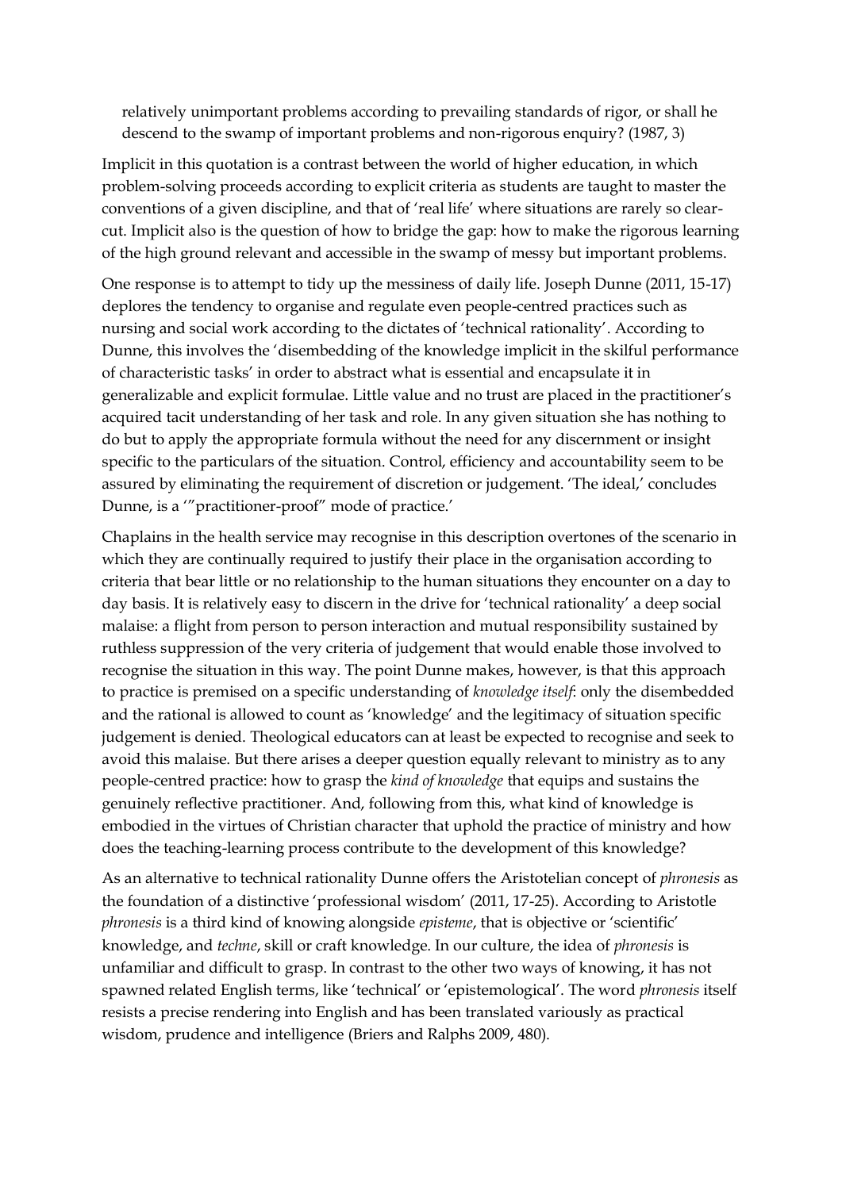relatively unimportant problems according to prevailing standards of rigor, or shall he descend to the swamp of important problems and non-rigorous enquiry? (1987, 3)

Implicit in this quotation is a contrast between the world of higher education, in which problem-solving proceeds according to explicit criteria as students are taught to master the conventions of a given discipline, and that of 'real life' where situations are rarely so clear-cut. Implicit also is the question of how to bridge the gap: how to make the rigorous learning of the high ground relevant and accessible in the swamp of messy but important problems.

One response is to attempt to tidy up the messiness of daily life. Joseph Dunne (2011, 15-17) deplores the tendency to organise and regulate even people-centred practices such as nursing and social work according to the dictates of 'technical rationality'. According to Dunne, this involves the 'disembedding of the knowledge implicit in the skilful performance of characteristic tasks' in order to abstract what is essential and encapsulate it in generalizable and explicit formulae. Little value and no trust are placed in the practitioner's acquired tacit understanding of her task and role. In any given situation she has nothing to do but to apply the appropriate formula without the need for any discernment or insight specific to the particulars of the situation. Control, efficiency and accountability seem to be assured by eliminating the requirement of discretion or judgement. 'The ideal,' concludes Dunne, is a '"practitioner-proof" mode of practice.'

Chaplains in the health service may recognise in this description overtones of the scenario in which they are continually required to justify their place in the organisation according to criteria that bear little or no relationship to the human situations they encounter on a day to day basis. It is relatively easy to discern in the drive for 'technical rationality' a deep social malaise: a flight from person to person interaction and mutual responsibility sustained by ruthless suppression of the very criteria of judgement that would enable those involved to recognise the situation in this way. The point Dunne makes, however, is that this approach to practice is premised on a specific understanding of *knowledge itself*: only the disembedded and the rational is allowed to count as 'knowledge' and the legitimacy of situation specific judgement is denied. Theological educators can at least be expected to recognise and seek to avoid this malaise. But there arises a deeper question equally relevant to ministry as to any people-centred practice: how to grasp the *kind of knowledge* that equips and sustains the genuinely reflective practitioner. And, following from this, what kind of knowledge is embodied in the virtues of Christian character that uphold the practice of ministry and how does the teaching-learning process contribute to the development of this knowledge?

As an alternative to technical rationality Dunne offers the Aristotelian concept of *phronesis* as the foundation of a distinctive 'professional wisdom' (2011, 17-25). According to Aristotle *phronesis* is a third kind of knowing alongside *episteme*, that is objective or 'scientific' knowledge, and *techne*, skill or craft knowledge. In our culture, the idea of *phronesis* is unfamiliar and difficult to grasp. In contrast to the other two ways of knowing, it has not spawned related English terms, like 'technical' or 'epistemological'. The word *phronesis* itself resists a precise rendering into English and has been translated variously as practical wisdom, prudence and intelligence (Briers and Ralphs 2009, 480).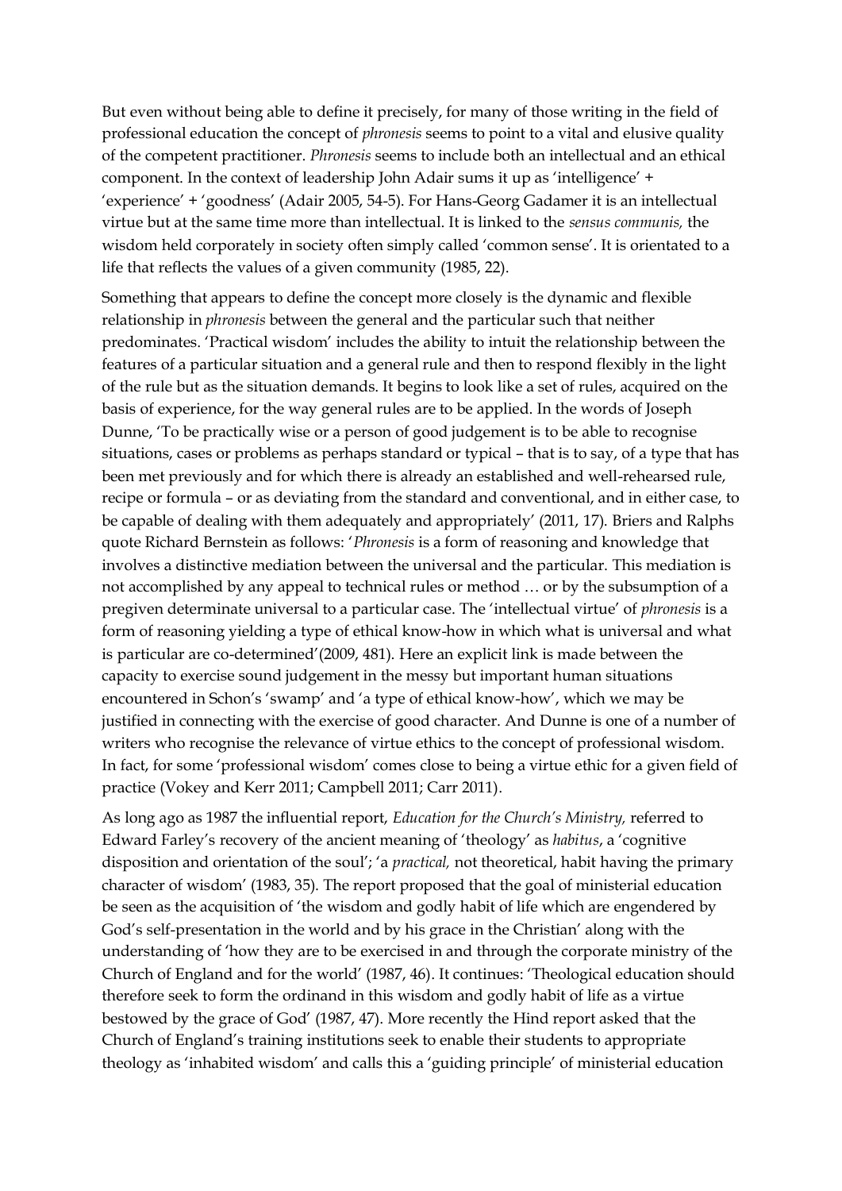But even without being able to define it precisely, for many of those writing in the field of professional education the concept of *phronesis* seems to point to a vital and elusive quality of the competent practitioner. *Phronesis* seems to include both an intellectual and an ethical component. In the context of leadership John Adair sums it up as 'intelligence' + 'experience' + 'goodness' (Adair 2005, 54-5). For Hans-Georg Gadamer it is an intellectual virtue but at the same time more than intellectual. It is linked to the *sensus communis,* the wisdom held corporately in society often simply called 'common sense'. It is orientated to a life that reflects the values of a given community (1985, 22).

Something that appears to define the concept more closely is the dynamic and flexible relationship in *phronesis* between the general and the particular such that neither predominates. 'Practical wisdom' includes the ability to intuit the relationship between the features of a particular situation and a general rule and then to respond flexibly in the light of the rule but as the situation demands. It begins to look like a set of rules, acquired on the basis of experience, for the way general rules are to be applied. In the words of Joseph Dunne, 'To be practically wise or a person of good judgement is to be able to recognise situations, cases or problems as perhaps standard or typical – that is to say, of a type that has been met previously and for which there is already an established and well-rehearsed rule, recipe or formula – or as deviating from the standard and conventional, and in either case, to be capable of dealing with them adequately and appropriately' (2011, 17). Briers and Ralphs quote Richard Bernstein as follows: '*Phronesis* is a form of reasoning and knowledge that involves a distinctive mediation between the universal and the particular. This mediation is not accomplished by any appeal to technical rules or method … or by the subsumption of a pregiven determinate universal to a particular case. The 'intellectual virtue' of *phronesis* is a form of reasoning yielding a type of ethical know-how in which what is universal and what is particular are co-determined'(2009, 481). Here an explicit link is made between the capacity to exercise sound judgement in the messy but important human situations encountered in Schon's 'swamp' and 'a type of ethical know-how', which we may be justified in connecting with the exercise of good character. And Dunne is one of a number of writers who recognise the relevance of virtue ethics to the concept of professional wisdom. In fact, for some 'professional wisdom' comes close to being a virtue ethic for a given field of practice (Vokey and Kerr 2011; Campbell 2011; Carr 2011).

As long ago as 1987 the influential report, *Education for the Church's Ministry,* referred to Edward Farley's recovery of the ancient meaning of 'theology' as *habitus*, a 'cognitive disposition and orientation of the soul'; 'a *practical,* not theoretical, habit having the primary character of wisdom' (1983, 35). The report proposed that the goal of ministerial education be seen as the acquisition of 'the wisdom and godly habit of life which are engendered by God's self-presentation in the world and by his grace in the Christian' along with the understanding of 'how they are to be exercised in and through the corporate ministry of the Church of England and for the world' (1987, 46). It continues: 'Theological education should therefore seek to form the ordinand in this wisdom and godly habit of life as a virtue bestowed by the grace of God' (1987, 47). More recently the Hind report asked that the Church of England's training institutions seek to enable their students to appropriate theology as 'inhabited wisdom' and calls this a 'guiding principle' of ministerial education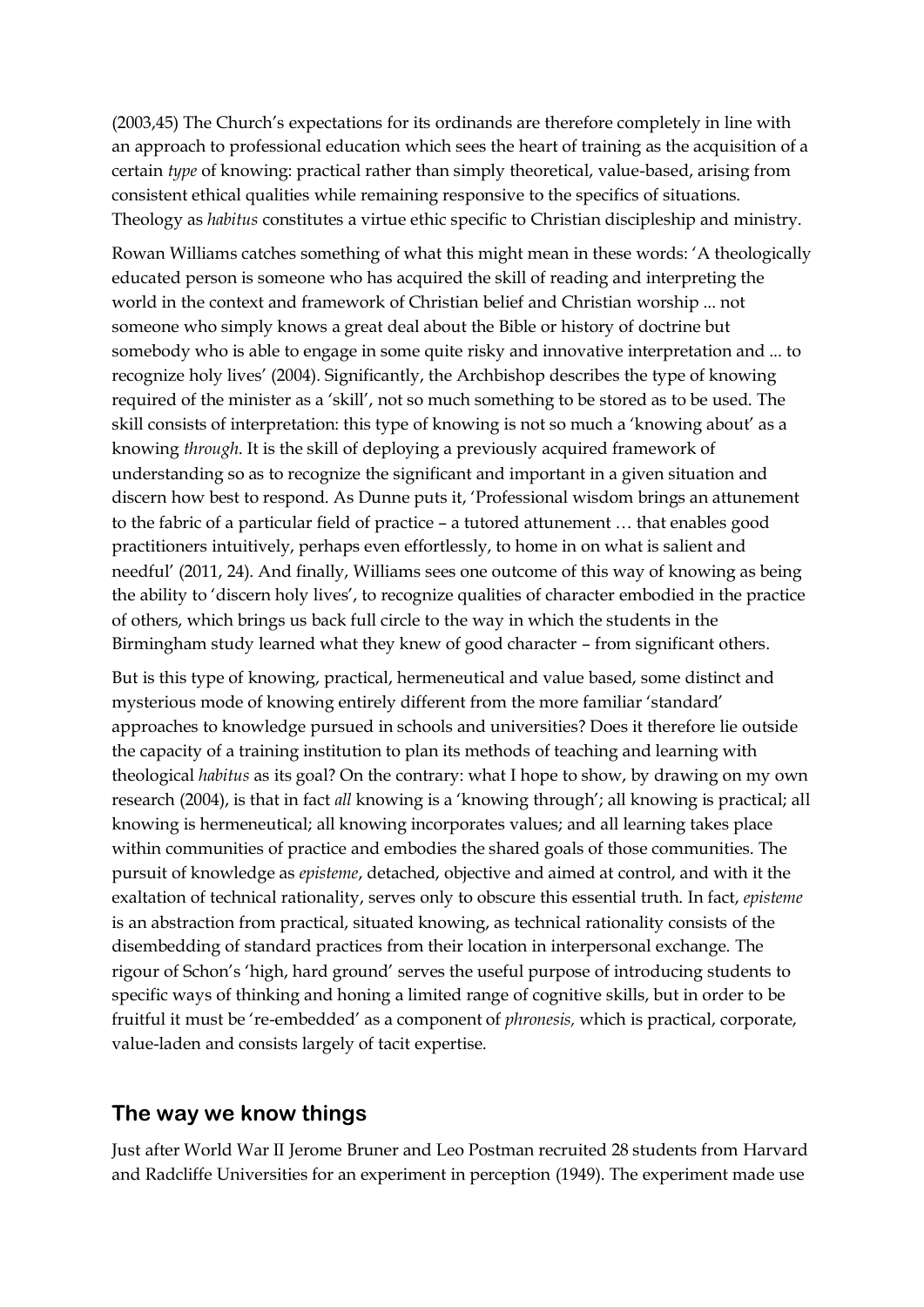(2003,45) The Church's expectations for its ordinands are therefore completely in line with an approach to professional education which sees the heart of training as the acquisition of a certain *type* of knowing: practical rather than simply theoretical, value-based, arising from consistent ethical qualities while remaining responsive to the specifics of situations. Theology as *habitus* constitutes a virtue ethic specific to Christian discipleship and ministry.

Rowan Williams catches something of what this might mean in these words: 'A theologically educated person is someone who has acquired the skill of reading and interpreting the world in the context and framework of Christian belief and Christian worship ... not someone who simply knows a great deal about the Bible or history of doctrine but somebody who is able to engage in some quite risky and innovative interpretation and ... to recognize holy lives' (2004). Significantly, the Archbishop describes the type of knowing required of the minister as a 'skill', not so much something to be stored as to be used. The skill consists of interpretation: this type of knowing is not so much a 'knowing about' as a knowing *through*. It is the skill of deploying a previously acquired framework of understanding so as to recognize the significant and important in a given situation and discern how best to respond. As Dunne puts it, 'Professional wisdom brings an attunement to the fabric of a particular field of practice – a tutored attunement … that enables good practitioners intuitively, perhaps even effortlessly, to home in on what is salient and needful' (2011, 24). And finally, Williams sees one outcome of this way of knowing as being the ability to 'discern holy lives', to recognize qualities of character embodied in the practice of others, which brings us back full circle to the way in which the students in the Birmingham study learned what they knew of good character – from significant others.

But is this type of knowing, practical, hermeneutical and value based, some distinct and mysterious mode of knowing entirely different from the more familiar 'standard' approaches to knowledge pursued in schools and universities? Does it therefore lie outside the capacity of a training institution to plan its methods of teaching and learning with theological *habitus* as its goal? On the contrary: what I hope to show, by drawing on my own research (2004), is that in fact *all* knowing is a 'knowing through'; all knowing is practical; all knowing is hermeneutical; all knowing incorporates values; and all learning takes place within communities of practice and embodies the shared goals of those communities. The pursuit of knowledge as *episteme*, detached, objective and aimed at control, and with it the exaltation of technical rationality, serves only to obscure this essential truth. In fact, *episteme* is an abstraction from practical, situated knowing, as technical rationality consists of the disembedding of standard practices from their location in interpersonal exchange. The rigour of Schon's 'high, hard ground' serves the useful purpose of introducing students to specific ways of thinking and honing a limited range of cognitive skills, but in order to be fruitful it must be 're-embedded' as a component of *phronesis,* which is practical, corporate, value-laden and consists largely of tacit expertise.

## The way we know things

Just after World War II Jerome Bruner and Leo Postman recruited 28 students from Harvard and Radcliffe Universities for an experiment in perception (1949). The experiment made use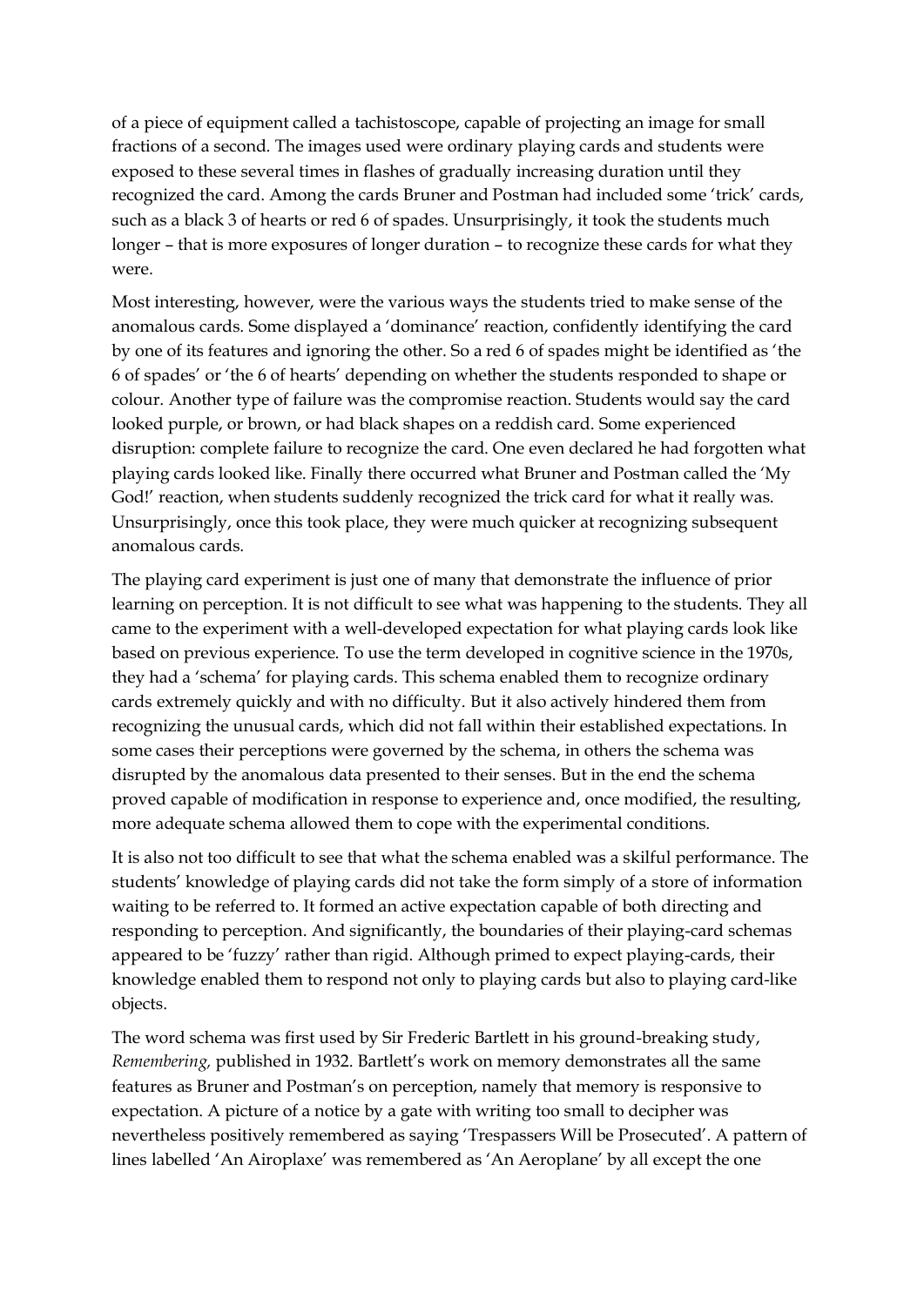of a piece of equipment called a tachistoscope, capable of projecting an image for small fractions of a second. The images used were ordinary playing cards and students were exposed to these several times in flashes of gradually increasing duration until they recognized the card. Among the cards Bruner and Postman had included some 'trick' cards, such as a black 3 of hearts or red 6 of spades. Unsurprisingly, it took the students much longer – that is more exposures of longer duration – to recognize these cards for what they were.

Most interesting, however, were the various ways the students tried to make sense of the anomalous cards. Some displayed a 'dominance' reaction, confidently identifying the card by one of its features and ignoring the other. So a red 6 of spades might be identified as 'the 6 of spades' or 'the 6 of hearts' depending on whether the students responded to shape or colour. Another type of failure was the compromise reaction. Students would say the card looked purple, or brown, or had black shapes on a reddish card. Some experienced disruption: complete failure to recognize the card. One even declared he had forgotten what playing cards looked like. Finally there occurred what Bruner and Postman called the 'My God!' reaction, when students suddenly recognized the trick card for what it really was. Unsurprisingly, once this took place, they were much quicker at recognizing subsequent anomalous cards.

The playing card experiment is just one of many that demonstrate the influence of prior learning on perception. It is not difficult to see what was happening to the students. They all came to the experiment with a well-developed expectation for what playing cards look like based on previous experience. To use the term developed in cognitive science in the 1970s, they had a 'schema' for playing cards. This schema enabled them to recognize ordinary cards extremely quickly and with no difficulty. But it also actively hindered them from recognizing the unusual cards, which did not fall within their established expectations. In some cases their perceptions were governed by the schema, in others the schema was disrupted by the anomalous data presented to their senses. But in the end the schema proved capable of modification in response to experience and, once modified, the resulting, more adequate schema allowed them to cope with the experimental conditions.

It is also not too difficult to see that what the schema enabled was a skilful performance. The students' knowledge of playing cards did not take the form simply of a store of information waiting to be referred to. It formed an active expectation capable of both directing and responding to perception. And significantly, the boundaries of their playing-card schemas appeared to be 'fuzzy' rather than rigid. Although primed to expect playing-cards, their knowledge enabled them to respond not only to playing cards but also to playing card-like objects.

The word schema was first used by Sir Frederic Bartlett in his ground-breaking study, *Remembering,* published in 1932. Bartlett's work on memory demonstrates all the same features as Bruner and Postman's on perception, namely that memory is responsive to expectation. A picture of a notice by a gate with writing too small to decipher was nevertheless positively remembered as saying 'Trespassers Will be Prosecuted'. A pattern of lines labelled 'An Airoplaxe' was remembered as 'An Aeroplane' by all except the one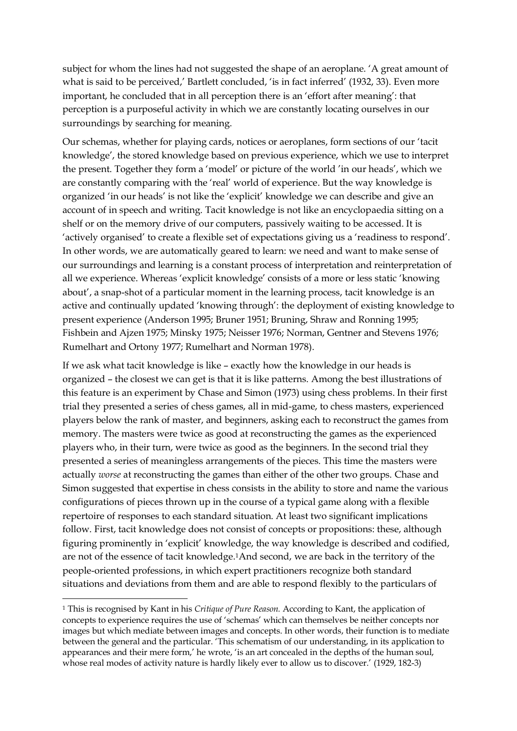subject for whom the lines had not suggested the shape of an aeroplane. 'A great amount of what is said to be perceived,' Bartlett concluded, 'is in fact inferred' (1932, 33). Even more important, he concluded that in all perception there is an 'effort after meaning': that perception is a purposeful activity in which we are constantly locating ourselves in our surroundings by searching for meaning.

Our schemas, whether for playing cards, notices or aeroplanes, form sections of our 'tacit knowledge', the stored knowledge based on previous experience, which we use to interpret the present. Together they form a 'model' or picture of the world 'in our heads', which we are constantly comparing with the 'real' world of experience. But the way knowledge is organized 'in our heads' is not like the 'explicit' knowledge we can describe and give an account of in speech and writing. Tacit knowledge is not like an encyclopaedia sitting on a shelf or on the memory drive of our computers, passively waiting to be accessed. It is 'actively organised' to create a flexible set of expectations giving us a 'readiness to respond'. In other words, we are automatically geared to learn: we need and want to make sense of our surroundings and learning is a constant process of interpretation and reinterpretation of all we experience. Whereas 'explicit knowledge' consists of a more or less static 'knowing about', a snap-shot of a particular moment in the learning process, tacit knowledge is an active and continually updated 'knowing through': the deployment of existing knowledge to present experience (Anderson 1995; Bruner 1951; Bruning, Shraw and Ronning 1995; Fishbein and Ajzen 1975; Minsky 1975; Neisser 1976; Norman, Gentner and Stevens 1976; Rumelhart and Ortony 1977; Rumelhart and Norman 1978).

If we ask what tacit knowledge is like – exactly how the knowledge in our heads is organized – the closest we can get is that it is like patterns. Among the best illustrations of this feature is an experiment by Chase and Simon (1973) using chess problems. In their first trial they presented a series of chess games, all in mid-game, to chess masters, experienced players below the rank of master, and beginners, asking each to reconstruct the games from memory. The masters were twice as good at reconstructing the games as the experienced players who, in their turn, were twice as good as the beginners. In the second trial they presented a series of meaningless arrangements of the pieces. This time the masters were actually *worse* at reconstructing the games than either of the other two groups. Chase and Simon suggested that expertise in chess consists in the ability to store and name the various configurations of pieces thrown up in the course of a typical game along with a flexible repertoire of responses to each standard situation. At least two significant implications follow. First, tacit knowledge does not consist of concepts or propositions: these, although figuring prominently in 'explicit' knowledge, the way knowledge is described and codified, are not of the essence of tacit knowledge.[1] And second, we are back in the territory of the people-oriented professions, in which expert practitioners recognize both standard situations and deviations from them and are able to respond flexibly to the particulars of

---

[1] This is recognised by Kant in his *Critique of Pure Reason.* According to Kant, the application of concepts to experience requires the use of 'schemas' which can themselves be neither concepts nor images but which mediate between images and concepts. In other words, their function is to mediate between the general and the particular. 'This schematism of our understanding, in its application to appearances and their mere form,' he wrote, 'is an art concealed in the depths of the human soul, whose real modes of activity nature is hardly likely ever to allow us to discover.' (1929, 182-3)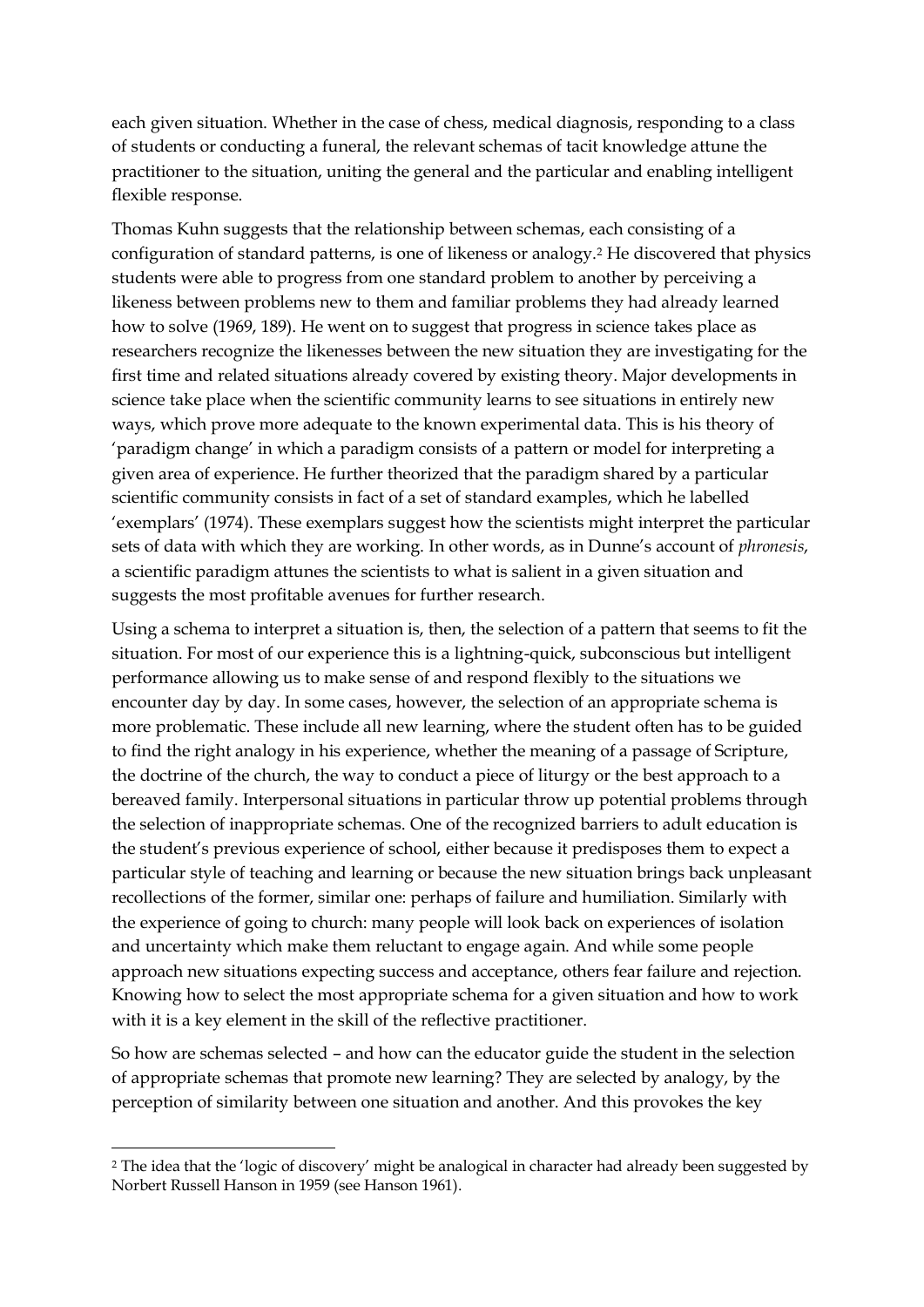each given situation. Whether in the case of chess, medical diagnosis, responding to a class of students or conducting a funeral, the relevant schemas of tacit knowledge attune the practitioner to the situation, uniting the general and the particular and enabling intelligent flexible response.

Thomas Kuhn suggests that the relationship between schemas, each consisting of a configuration of standard patterns, is one of likeness or analogy.[2] He discovered that physics students were able to progress from one standard problem to another by perceiving a likeness between problems new to them and familiar problems they had already learned how to solve (1969, 189). He went on to suggest that progress in science takes place as researchers recognize the likenesses between the new situation they are investigating for the first time and related situations already covered by existing theory. Major developments in science take place when the scientific community learns to see situations in entirely new ways, which prove more adequate to the known experimental data. This is his theory of 'paradigm change' in which a paradigm consists of a pattern or model for interpreting a given area of experience. He further theorized that the paradigm shared by a particular scientific community consists in fact of a set of standard examples, which he labelled 'exemplars' (1974). These exemplars suggest how the scientists might interpret the particular sets of data with which they are working. In other words, as in Dunne's account of *phronesis*, a scientific paradigm attunes the scientists to what is salient in a given situation and suggests the most profitable avenues for further research.

Using a schema to interpret a situation is, then, the selection of a pattern that seems to fit the situation. For most of our experience this is a lightning-quick, subconscious but intelligent performance allowing us to make sense of and respond flexibly to the situations we encounter day by day. In some cases, however, the selection of an appropriate schema is more problematic. These include all new learning, where the student often has to be guided to find the right analogy in his experience, whether the meaning of a passage of Scripture, the doctrine of the church, the way to conduct a piece of liturgy or the best approach to a bereaved family. Interpersonal situations in particular throw up potential problems through the selection of inappropriate schemas. One of the recognized barriers to adult education is the student's previous experience of school, either because it predisposes them to expect a particular style of teaching and learning or because the new situation brings back unpleasant recollections of the former, similar one: perhaps of failure and humiliation. Similarly with the experience of going to church: many people will look back on experiences of isolation and uncertainty which make them reluctant to engage again. And while some people approach new situations expecting success and acceptance, others fear failure and rejection. Knowing how to select the most appropriate schema for a given situation and how to work with it is a key element in the skill of the reflective practitioner.

So how are schemas selected – and how can the educator guide the student in the selection of appropriate schemas that promote new learning? They are selected by analogy, by the perception of similarity between one situation and another. And this provokes the key

---

[2] The idea that the 'logic of discovery' might be analogical in character had already been suggested by Norbert Russell Hanson in 1959 (see Hanson 1961).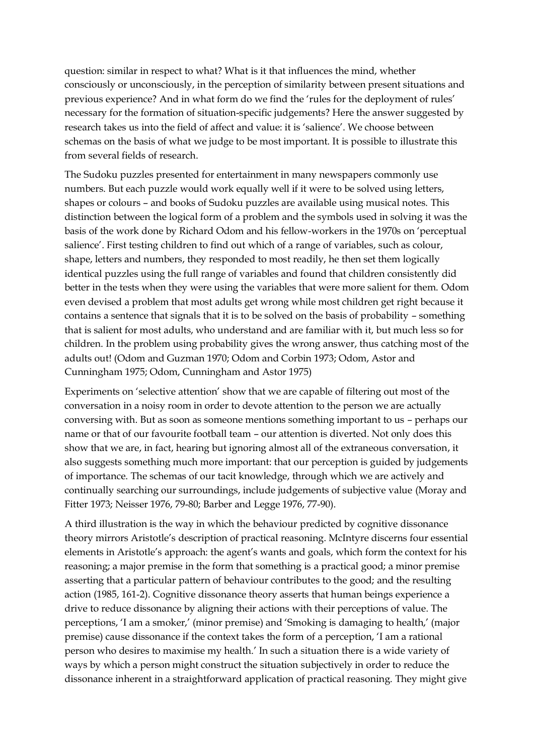question: similar in respect to what? What is it that influences the mind, whether consciously or unconsciously, in the perception of similarity between present situations and previous experience? And in what form do we find the 'rules for the deployment of rules' necessary for the formation of situation-specific judgements? Here the answer suggested by research takes us into the field of affect and value: it is 'salience'. We choose between schemas on the basis of what we judge to be most important. It is possible to illustrate this from several fields of research.

The Sudoku puzzles presented for entertainment in many newspapers commonly use numbers. But each puzzle would work equally well if it were to be solved using letters, shapes or colours – and books of Sudoku puzzles are available using musical notes. This distinction between the logical form of a problem and the symbols used in solving it was the basis of the work done by Richard Odom and his fellow-workers in the 1970s on 'perceptual salience'. First testing children to find out which of a range of variables, such as colour, shape, letters and numbers, they responded to most readily, he then set them logically identical puzzles using the full range of variables and found that children consistently did better in the tests when they were using the variables that were more salient for them. Odom even devised a problem that most adults get wrong while most children get right because it contains a sentence that signals that it is to be solved on the basis of probability – something that is salient for most adults, who understand and are familiar with it, but much less so for children. In the problem using probability gives the wrong answer, thus catching most of the adults out! (Odom and Guzman 1970; Odom and Corbin 1973; Odom, Astor and Cunningham 1975; Odom, Cunningham and Astor 1975)

Experiments on 'selective attention' show that we are capable of filtering out most of the conversation in a noisy room in order to devote attention to the person we are actually conversing with. But as soon as someone mentions something important to us – perhaps our name or that of our favourite football team – our attention is diverted. Not only does this show that we are, in fact, hearing but ignoring almost all of the extraneous conversation, it also suggests something much more important: that our perception is guided by judgements of importance. The schemas of our tacit knowledge, through which we are actively and continually searching our surroundings, include judgements of subjective value (Moray and Fitter 1973; Neisser 1976, 79-80; Barber and Legge 1976, 77-90).

A third illustration is the way in which the behaviour predicted by cognitive dissonance theory mirrors Aristotle's description of practical reasoning. McIntyre discerns four essential elements in Aristotle's approach: the agent's wants and goals, which form the context for his reasoning; a major premise in the form that something is a practical good; a minor premise asserting that a particular pattern of behaviour contributes to the good; and the resulting action (1985, 161-2). Cognitive dissonance theory asserts that human beings experience a drive to reduce dissonance by aligning their actions with their perceptions of value. The perceptions, 'I am a smoker,' (minor premise) and 'Smoking is damaging to health,' (major premise) cause dissonance if the context takes the form of a perception, 'I am a rational person who desires to maximise my health.' In such a situation there is a wide variety of ways by which a person might construct the situation subjectively in order to reduce the dissonance inherent in a straightforward application of practical reasoning. They might give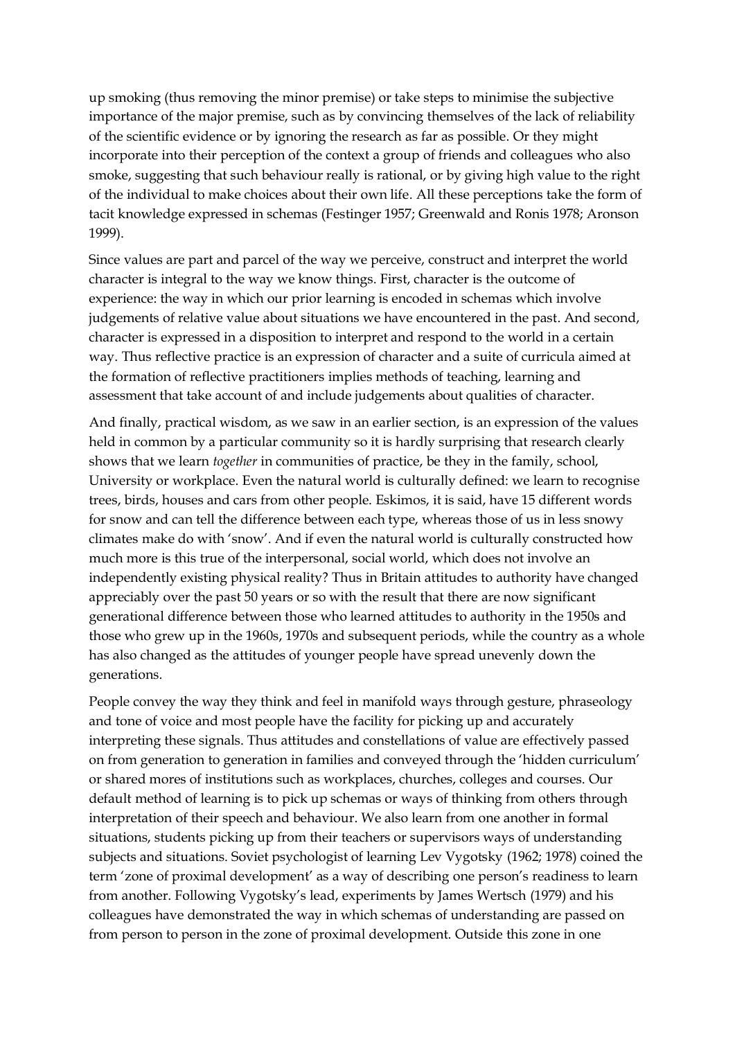up smoking (thus removing the minor premise) or take steps to minimise the subjective importance of the major premise, such as by convincing themselves of the lack of reliability of the scientific evidence or by ignoring the research as far as possible. Or they might incorporate into their perception of the context a group of friends and colleagues who also smoke, suggesting that such behaviour really is rational, or by giving high value to the right of the individual to make choices about their own life. All these perceptions take the form of tacit knowledge expressed in schemas (Festinger 1957; Greenwald and Ronis 1978; Aronson 1999).

Since values are part and parcel of the way we perceive, construct and interpret the world character is integral to the way we know things. First, character is the outcome of experience: the way in which our prior learning is encoded in schemas which involve judgements of relative value about situations we have encountered in the past. And second, character is expressed in a disposition to interpret and respond to the world in a certain way. Thus reflective practice is an expression of character and a suite of curricula aimed at the formation of reflective practitioners implies methods of teaching, learning and assessment that take account of and include judgements about qualities of character.

And finally, practical wisdom, as we saw in an earlier section, is an expression of the values held in common by a particular community so it is hardly surprising that research clearly shows that we learn *together* in communities of practice, be they in the family, school, University or workplace. Even the natural world is culturally defined: we learn to recognise trees, birds, houses and cars from other people. Eskimos, it is said, have 15 different words for snow and can tell the difference between each type, whereas those of us in less snowy climates make do with 'snow'. And if even the natural world is culturally constructed how much more is this true of the interpersonal, social world, which does not involve an independently existing physical reality? Thus in Britain attitudes to authority have changed appreciably over the past 50 years or so with the result that there are now significant generational difference between those who learned attitudes to authority in the 1950s and those who grew up in the 1960s, 1970s and subsequent periods, while the country as a whole has also changed as the attitudes of younger people have spread unevenly down the generations.

People convey the way they think and feel in manifold ways through gesture, phraseology and tone of voice and most people have the facility for picking up and accurately interpreting these signals. Thus attitudes and constellations of value are effectively passed on from generation to generation in families and conveyed through the 'hidden curriculum' or shared mores of institutions such as workplaces, churches, colleges and courses. Our default method of learning is to pick up schemas or ways of thinking from others through interpretation of their speech and behaviour. We also learn from one another in formal situations, students picking up from their teachers or supervisors ways of understanding subjects and situations. Soviet psychologist of learning Lev Vygotsky (1962; 1978) coined the term 'zone of proximal development' as a way of describing one person's readiness to learn from another. Following Vygotsky's lead, experiments by James Wertsch (1979) and his colleagues have demonstrated the way in which schemas of understanding are passed on from person to person in the zone of proximal development. Outside this zone in one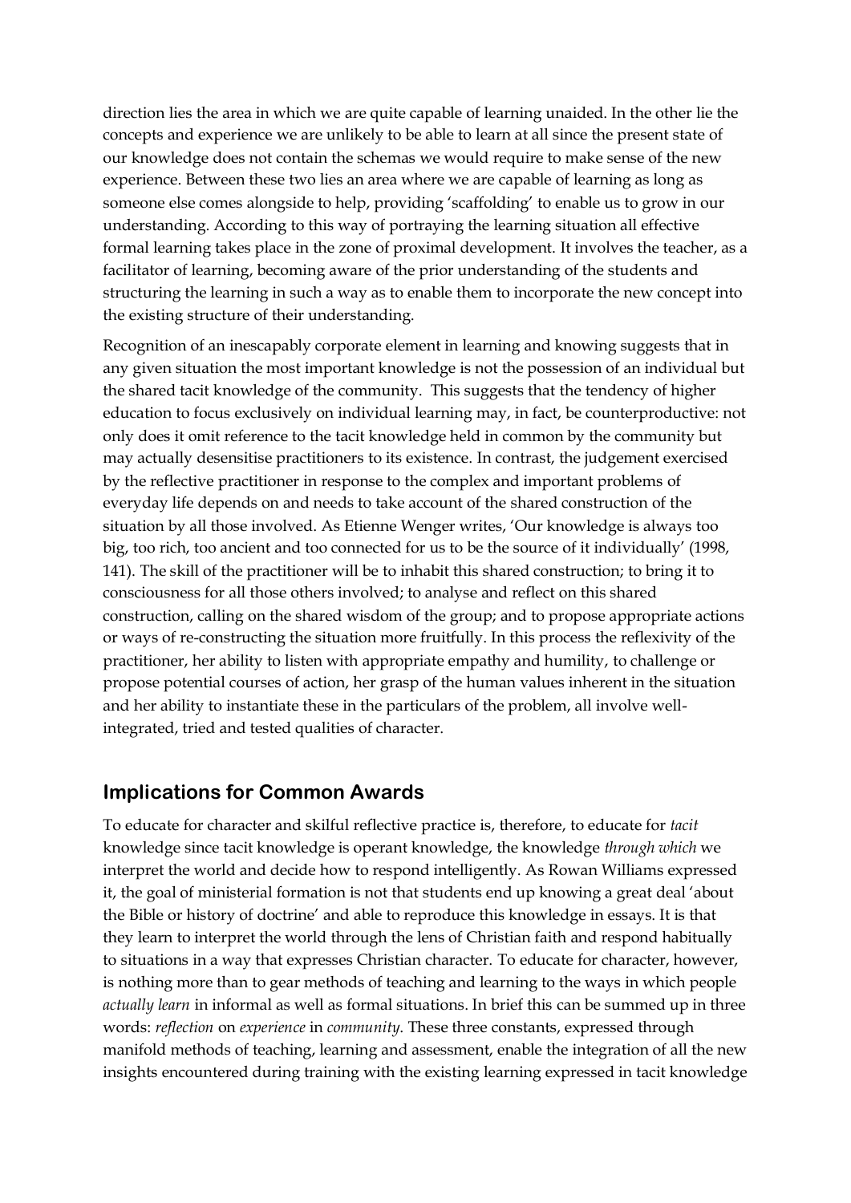direction lies the area in which we are quite capable of learning unaided. In the other lie the concepts and experience we are unlikely to be able to learn at all since the present state of our knowledge does not contain the schemas we would require to make sense of the new experience. Between these two lies an area where we are capable of learning as long as someone else comes alongside to help, providing 'scaffolding' to enable us to grow in our understanding. According to this way of portraying the learning situation all effective formal learning takes place in the zone of proximal development. It involves the teacher, as a facilitator of learning, becoming aware of the prior understanding of the students and structuring the learning in such a way as to enable them to incorporate the new concept into the existing structure of their understanding.

Recognition of an inescapably corporate element in learning and knowing suggests that in any given situation the most important knowledge is not the possession of an individual but the shared tacit knowledge of the community. This suggests that the tendency of higher education to focus exclusively on individual learning may, in fact, be counterproductive: not only does it omit reference to the tacit knowledge held in common by the community but may actually desensitise practitioners to its existence. In contrast, the judgement exercised by the reflective practitioner in response to the complex and important problems of everyday life depends on and needs to take account of the shared construction of the situation by all those involved. As Etienne Wenger writes, 'Our knowledge is always too big, too rich, too ancient and too connected for us to be the source of it individually' (1998, 141). The skill of the practitioner will be to inhabit this shared construction; to bring it to consciousness for all those others involved; to analyse and reflect on this shared construction, calling on the shared wisdom of the group; and to propose appropriate actions or ways of re-constructing the situation more fruitfully. In this process the reflexivity of the practitioner, her ability to listen with appropriate empathy and humility, to challenge or propose potential courses of action, her grasp of the human values inherent in the situation and her ability to instantiate these in the particulars of the problem, all involve well-integrated, tried and tested qualities of character.

## Implications for Common Awards

To educate for character and skilful reflective practice is, therefore, to educate for *tacit* knowledge since tacit knowledge is operant knowledge, the knowledge *through which* we interpret the world and decide how to respond intelligently. As Rowan Williams expressed it, the goal of ministerial formation is not that students end up knowing a great deal 'about the Bible or history of doctrine' and able to reproduce this knowledge in essays. It is that they learn to interpret the world through the lens of Christian faith and respond habitually to situations in a way that expresses Christian character. To educate for character, however, is nothing more than to gear methods of teaching and learning to the ways in which people *actually learn* in informal as well as formal situations. In brief this can be summed up in three words: *reflection* on *experience* in *community*. These three constants, expressed through manifold methods of teaching, learning and assessment, enable the integration of all the new insights encountered during training with the existing learning expressed in tacit knowledge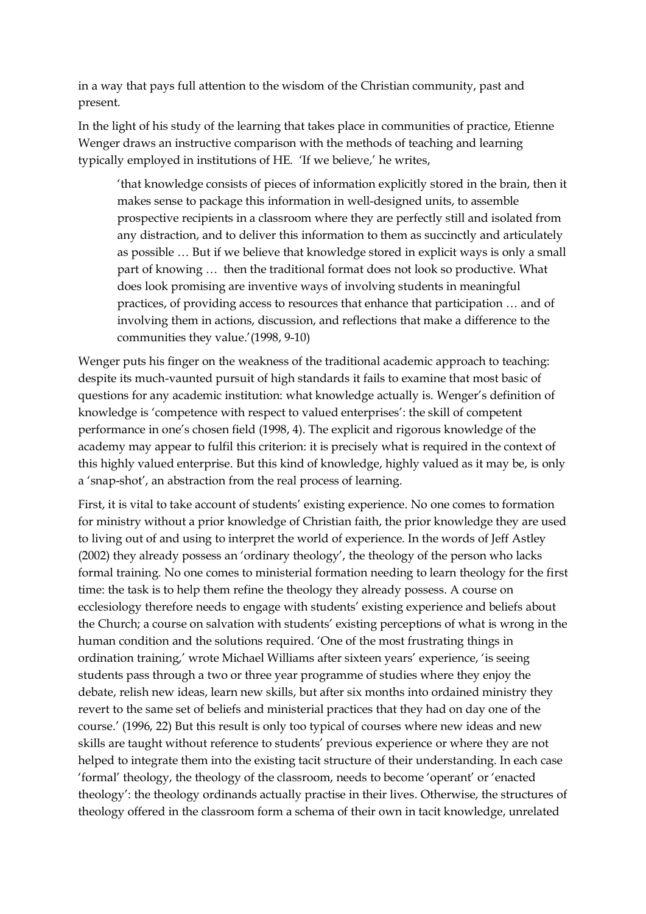in a way that pays full attention to the wisdom of the Christian community, past and present.

In the light of his study of the learning that takes place in communities of practice, Etienne Wenger draws an instructive comparison with the methods of teaching and learning typically employed in institutions of HE. 'If we believe,' he writes,

> 'that knowledge consists of pieces of information explicitly stored in the brain, then it makes sense to package this information in well-designed units, to assemble prospective recipients in a classroom where they are perfectly still and isolated from any distraction, and to deliver this information to them as succinctly and articulately as possible … But if we believe that knowledge stored in explicit ways is only a small part of knowing … then the traditional format does not look so productive. What does look promising are inventive ways of involving students in meaningful practices, of providing access to resources that enhance that participation … and of involving them in actions, discussion, and reflections that make a difference to the communities they value.'(1998, 9-10)

Wenger puts his finger on the weakness of the traditional academic approach to teaching: despite its much-vaunted pursuit of high standards it fails to examine that most basic of questions for any academic institution: what knowledge actually is. Wenger's definition of knowledge is 'competence with respect to valued enterprises': the skill of competent performance in one's chosen field (1998, 4). The explicit and rigorous knowledge of the academy may appear to fulfil this criterion: it is precisely what is required in the context of this highly valued enterprise. But this kind of knowledge, highly valued as it may be, is only a 'snap-shot', an abstraction from the real process of learning.

First, it is vital to take account of students' existing experience. No one comes to formation for ministry without a prior knowledge of Christian faith, the prior knowledge they are used to living out of and using to interpret the world of experience. In the words of Jeff Astley (2002) they already possess an 'ordinary theology', the theology of the person who lacks formal training. No one comes to ministerial formation needing to learn theology for the first time: the task is to help them refine the theology they already possess. A course on ecclesiology therefore needs to engage with students' existing experience and beliefs about the Church; a course on salvation with students' existing perceptions of what is wrong in the human condition and the solutions required. 'One of the most frustrating things in ordination training,' wrote Michael Williams after sixteen years' experience, 'is seeing students pass through a two or three year programme of studies where they enjoy the debate, relish new ideas, learn new skills, but after six months into ordained ministry they revert to the same set of beliefs and ministerial practices that they had on day one of the course.' (1996, 22) But this result is only too typical of courses where new ideas and new skills are taught without reference to students' previous experience or where they are not helped to integrate them into the existing tacit structure of their understanding. In each case 'formal' theology, the theology of the classroom, needs to become 'operant' or 'enacted theology': the theology ordinands actually practise in their lives. Otherwise, the structures of theology offered in the classroom form a schema of their own in tacit knowledge, unrelated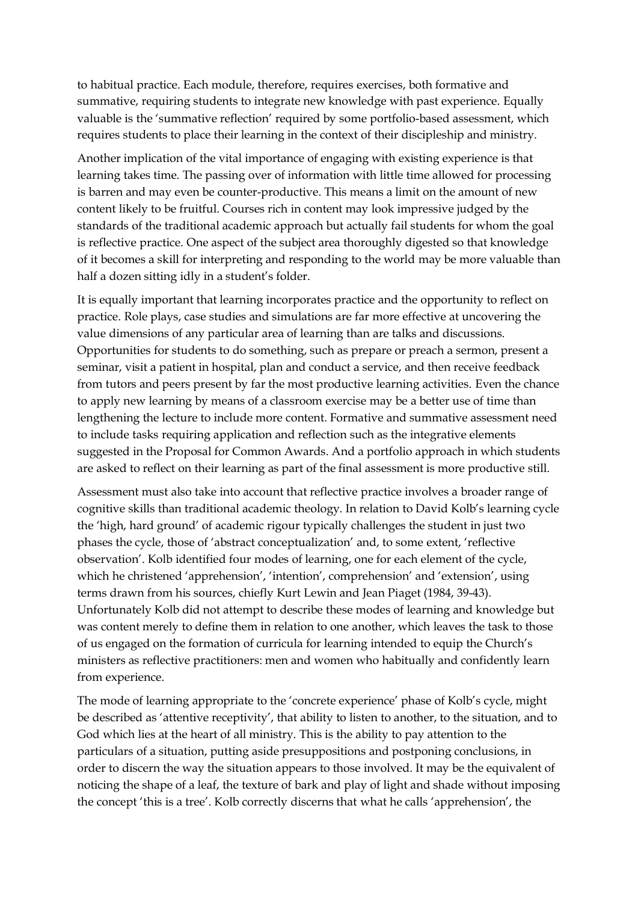to habitual practice. Each module, therefore, requires exercises, both formative and summative, requiring students to integrate new knowledge with past experience. Equally valuable is the 'summative reflection' required by some portfolio-based assessment, which requires students to place their learning in the context of their discipleship and ministry.

Another implication of the vital importance of engaging with existing experience is that learning takes time. The passing over of information with little time allowed for processing is barren and may even be counter-productive. This means a limit on the amount of new content likely to be fruitful. Courses rich in content may look impressive judged by the standards of the traditional academic approach but actually fail students for whom the goal is reflective practice. One aspect of the subject area thoroughly digested so that knowledge of it becomes a skill for interpreting and responding to the world may be more valuable than half a dozen sitting idly in a student's folder.

It is equally important that learning incorporates practice and the opportunity to reflect on practice. Role plays, case studies and simulations are far more effective at uncovering the value dimensions of any particular area of learning than are talks and discussions. Opportunities for students to do something, such as prepare or preach a sermon, present a seminar, visit a patient in hospital, plan and conduct a service, and then receive feedback from tutors and peers present by far the most productive learning activities. Even the chance to apply new learning by means of a classroom exercise may be a better use of time than lengthening the lecture to include more content. Formative and summative assessment need to include tasks requiring application and reflection such as the integrative elements suggested in the Proposal for Common Awards. And a portfolio approach in which students are asked to reflect on their learning as part of the final assessment is more productive still.

Assessment must also take into account that reflective practice involves a broader range of cognitive skills than traditional academic theology. In relation to David Kolb's learning cycle the 'high, hard ground' of academic rigour typically challenges the student in just two phases the cycle, those of 'abstract conceptualization' and, to some extent, 'reflective observation'. Kolb identified four modes of learning, one for each element of the cycle, which he christened 'apprehension', 'intention', comprehension' and 'extension', using terms drawn from his sources, chiefly Kurt Lewin and Jean Piaget (1984, 39-43). Unfortunately Kolb did not attempt to describe these modes of learning and knowledge but was content merely to define them in relation to one another, which leaves the task to those of us engaged on the formation of curricula for learning intended to equip the Church's ministers as reflective practitioners: men and women who habitually and confidently learn from experience.

The mode of learning appropriate to the 'concrete experience' phase of Kolb's cycle, might be described as 'attentive receptivity', that ability to listen to another, to the situation, and to God which lies at the heart of all ministry. This is the ability to pay attention to the particulars of a situation, putting aside presuppositions and postponing conclusions, in order to discern the way the situation appears to those involved. It may be the equivalent of noticing the shape of a leaf, the texture of bark and play of light and shade without imposing the concept 'this is a tree'. Kolb correctly discerns that what he calls 'apprehension', the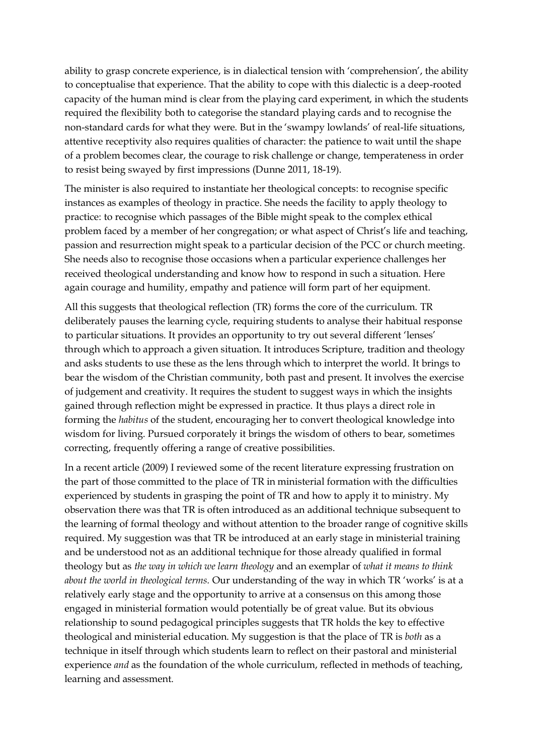ability to grasp concrete experience, is in dialectical tension with 'comprehension', the ability to conceptualise that experience. That the ability to cope with this dialectic is a deep-rooted capacity of the human mind is clear from the playing card experiment, in which the students required the flexibility both to categorise the standard playing cards and to recognise the non-standard cards for what they were. But in the 'swampy lowlands' of real-life situations, attentive receptivity also requires qualities of character: the patience to wait until the shape of a problem becomes clear, the courage to risk challenge or change, temperateness in order to resist being swayed by first impressions (Dunne 2011, 18-19).

The minister is also required to instantiate her theological concepts: to recognise specific instances as examples of theology in practice. She needs the facility to apply theology to practice: to recognise which passages of the Bible might speak to the complex ethical problem faced by a member of her congregation; or what aspect of Christ's life and teaching, passion and resurrection might speak to a particular decision of the PCC or church meeting. She needs also to recognise those occasions when a particular experience challenges her received theological understanding and know how to respond in such a situation. Here again courage and humility, empathy and patience will form part of her equipment.

All this suggests that theological reflection (TR) forms the core of the curriculum. TR deliberately pauses the learning cycle, requiring students to analyse their habitual response to particular situations. It provides an opportunity to try out several different 'lenses' through which to approach a given situation. It introduces Scripture, tradition and theology and asks students to use these as the lens through which to interpret the world. It brings to bear the wisdom of the Christian community, both past and present. It involves the exercise of judgement and creativity. It requires the student to suggest ways in which the insights gained through reflection might be expressed in practice. It thus plays a direct role in forming the *habitus* of the student, encouraging her to convert theological knowledge into wisdom for living. Pursued corporately it brings the wisdom of others to bear, sometimes correcting, frequently offering a range of creative possibilities.

In a recent article (2009) I reviewed some of the recent literature expressing frustration on the part of those committed to the place of TR in ministerial formation with the difficulties experienced by students in grasping the point of TR and how to apply it to ministry. My observation there was that TR is often introduced as an additional technique subsequent to the learning of formal theology and without attention to the broader range of cognitive skills required. My suggestion was that TR be introduced at an early stage in ministerial training and be understood not as an additional technique for those already qualified in formal theology but as *the way in which we learn theology* and an exemplar of *what it means to think about the world in theological terms.* Our understanding of the way in which TR 'works' is at a relatively early stage and the opportunity to arrive at a consensus on this among those engaged in ministerial formation would potentially be of great value. But its obvious relationship to sound pedagogical principles suggests that TR holds the key to effective theological and ministerial education. My suggestion is that the place of TR is *both* as a technique in itself through which students learn to reflect on their pastoral and ministerial experience *and* as the foundation of the whole curriculum, reflected in methods of teaching, learning and assessment.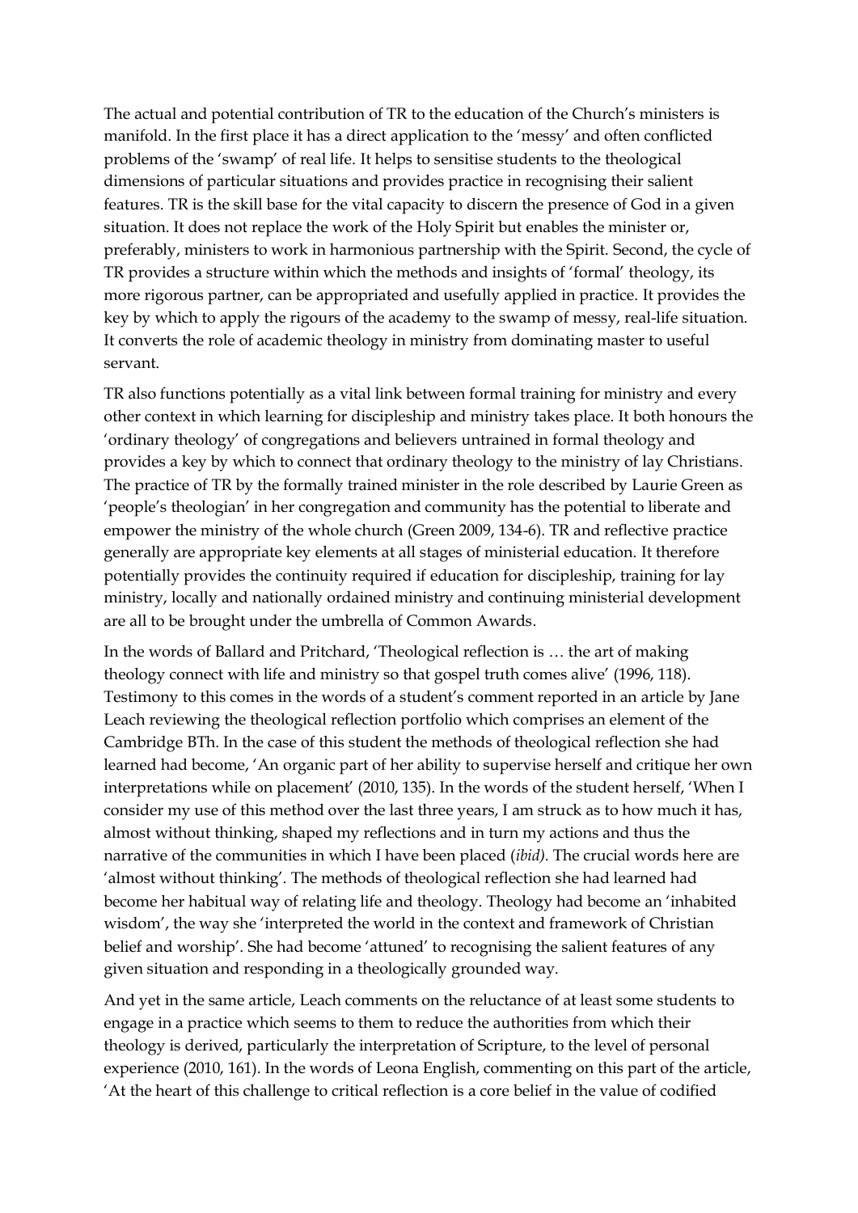The actual and potential contribution of TR to the education of the Church's ministers is manifold. In the first place it has a direct application to the 'messy' and often conflicted problems of the 'swamp' of real life. It helps to sensitise students to the theological dimensions of particular situations and provides practice in recognising their salient features. TR is the skill base for the vital capacity to discern the presence of God in a given situation. It does not replace the work of the Holy Spirit but enables the minister or, preferably, ministers to work in harmonious partnership with the Spirit. Second, the cycle of TR provides a structure within which the methods and insights of 'formal' theology, its more rigorous partner, can be appropriated and usefully applied in practice. It provides the key by which to apply the rigours of the academy to the swamp of messy, real-life situation. It converts the role of academic theology in ministry from dominating master to useful servant.

TR also functions potentially as a vital link between formal training for ministry and every other context in which learning for discipleship and ministry takes place. It both honours the 'ordinary theology' of congregations and believers untrained in formal theology and provides a key by which to connect that ordinary theology to the ministry of lay Christians. The practice of TR by the formally trained minister in the role described by Laurie Green as 'people's theologian' in her congregation and community has the potential to liberate and empower the ministry of the whole church (Green 2009, 134-6). TR and reflective practice generally are appropriate key elements at all stages of ministerial education. It therefore potentially provides the continuity required if education for discipleship, training for lay ministry, locally and nationally ordained ministry and continuing ministerial development are all to be brought under the umbrella of Common Awards.

In the words of Ballard and Pritchard, 'Theological reflection is … the art of making theology connect with life and ministry so that gospel truth comes alive' (1996, 118). Testimony to this comes in the words of a student's comment reported in an article by Jane Leach reviewing the theological reflection portfolio which comprises an element of the Cambridge BTh. In the case of this student the methods of theological reflection she had learned had become, 'An organic part of her ability to supervise herself and critique her own interpretations while on placement' (2010, 135). In the words of the student herself, 'When I consider my use of this method over the last three years, I am struck as to how much it has, almost without thinking, shaped my reflections and in turn my actions and thus the narrative of the communities in which I have been placed (*ibid)*. The crucial words here are 'almost without thinking'. The methods of theological reflection she had learned had become her habitual way of relating life and theology. Theology had become an 'inhabited wisdom', the way she 'interpreted the world in the context and framework of Christian belief and worship'. She had become 'attuned' to recognising the salient features of any given situation and responding in a theologically grounded way.

And yet in the same article, Leach comments on the reluctance of at least some students to engage in a practice which seems to them to reduce the authorities from which their theology is derived, particularly the interpretation of Scripture, to the level of personal experience (2010, 161). In the words of Leona English, commenting on this part of the article, 'At the heart of this challenge to critical reflection is a core belief in the value of codified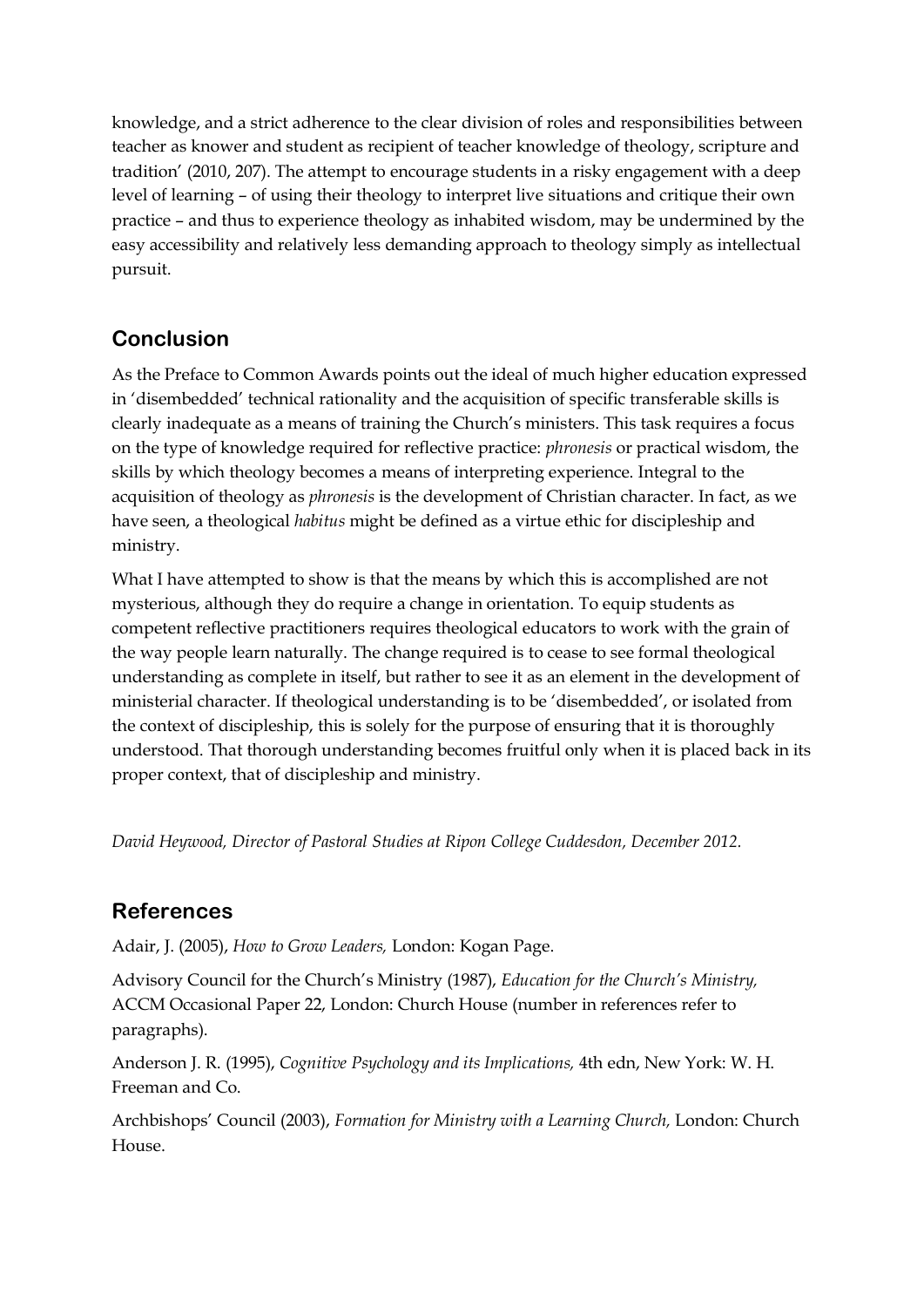knowledge, and a strict adherence to the clear division of roles and responsibilities between teacher as knower and student as recipient of teacher knowledge of theology, scripture and tradition' (2010, 207). The attempt to encourage students in a risky engagement with a deep level of learning – of using their theology to interpret live situations and critique their own practice – and thus to experience theology as inhabited wisdom, may be undermined by the easy accessibility and relatively less demanding approach to theology simply as intellectual pursuit.

## Conclusion

As the Preface to Common Awards points out the ideal of much higher education expressed in 'disembedded' technical rationality and the acquisition of specific transferable skills is clearly inadequate as a means of training the Church's ministers. This task requires a focus on the type of knowledge required for reflective practice: *phronesis* or practical wisdom, the skills by which theology becomes a means of interpreting experience. Integral to the acquisition of theology as *phronesis* is the development of Christian character. In fact, as we have seen, a theological *habitus* might be defined as a virtue ethic for discipleship and ministry.

What I have attempted to show is that the means by which this is accomplished are not mysterious, although they do require a change in orientation. To equip students as competent reflective practitioners requires theological educators to work with the grain of the way people learn naturally. The change required is to cease to see formal theological understanding as complete in itself, but rather to see it as an element in the development of ministerial character. If theological understanding is to be 'disembedded', or isolated from the context of discipleship, this is solely for the purpose of ensuring that it is thoroughly understood. That thorough understanding becomes fruitful only when it is placed back in its proper context, that of discipleship and ministry.

*David Heywood, Director of Pastoral Studies at Ripon College Cuddesdon, December 2012.*

## References

Adair, J. (2005), *How to Grow Leaders,* London: Kogan Page.

Advisory Council for the Church's Ministry (1987), *Education for the Church's Ministry,* ACCM Occasional Paper 22, London: Church House (number in references refer to paragraphs).

Anderson J. R. (1995), *Cognitive Psychology and its Implications,* 4th edn, New York: W. H. Freeman and Co.

Archbishops' Council (2003), *Formation for Ministry with a Learning Church,* London: Church House.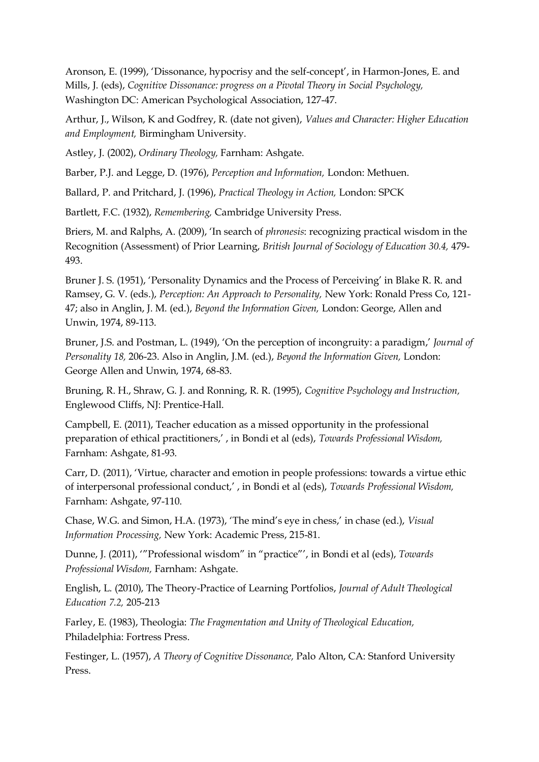Aronson, E. (1999), 'Dissonance, hypocrisy and the self-concept', in Harmon-Jones, E. and Mills, J. (eds), *Cognitive Dissonance: progress on a Pivotal Theory in Social Psychology,* Washington DC: American Psychological Association, 127-47.

Arthur, J., Wilson, K and Godfrey, R. (date not given), *Values and Character: Higher Education and Employment,* Birmingham University.

Astley, J. (2002), *Ordinary Theology,* Farnham: Ashgate.

Barber, P.J. and Legge, D. (1976), *Perception and Information,* London: Methuen.

Ballard, P. and Pritchard, J. (1996), *Practical Theology in Action,* London: SPCK

Bartlett, F.C. (1932), *Remembering,* Cambridge University Press.

Briers, M. and Ralphs, A. (2009), 'In search of *phronesis*: recognizing practical wisdom in the Recognition (Assessment) of Prior Learning, *British Journal of Sociology of Education 30.4,* 479-493.

Bruner J. S. (1951), 'Personality Dynamics and the Process of Perceiving' in Blake R. R. and Ramsey, G. V. (eds.), *Perception: An Approach to Personality,* New York: Ronald Press Co, 121-47; also in Anglin, J. M. (ed.), *Beyond the Information Given,* London: George, Allen and Unwin, 1974, 89-113.

Bruner, J.S. and Postman, L. (1949), 'On the perception of incongruity: a paradigm,' *Journal of Personality 18,* 206-23. Also in Anglin, J.M. (ed.), *Beyond the Information Given,* London: George Allen and Unwin, 1974, 68-83.

Bruning, R. H., Shraw, G. J. and Ronning, R. R. (1995), *Cognitive Psychology and Instruction,* Englewood Cliffs, NJ: Prentice-Hall.

Campbell, E. (2011), Teacher education as a missed opportunity in the professional preparation of ethical practitioners,' , in Bondi et al (eds), *Towards Professional Wisdom,* Farnham: Ashgate, 81-93.

Carr, D. (2011), 'Virtue, character and emotion in people professions: towards a virtue ethic of interpersonal professional conduct,' , in Bondi et al (eds), *Towards Professional Wisdom,* Farnham: Ashgate, 97-110.

Chase, W.G. and Simon, H.A. (1973), 'The mind's eye in chess,' in chase (ed.), *Visual Information Processing,* New York: Academic Press, 215-81.

Dunne, J. (2011), '"Professional wisdom" in "practice"', in Bondi et al (eds), *Towards Professional Wisdom,* Farnham: Ashgate.

English, L. (2010), The Theory-Practice of Learning Portfolios, *Journal of Adult Theological Education 7.2,* 205-213

Farley, E. (1983), Theologia: *The Fragmentation and Unity of Theological Education,* Philadelphia: Fortress Press.

Festinger, L. (1957), *A Theory of Cognitive Dissonance,* Palo Alton, CA: Stanford University Press.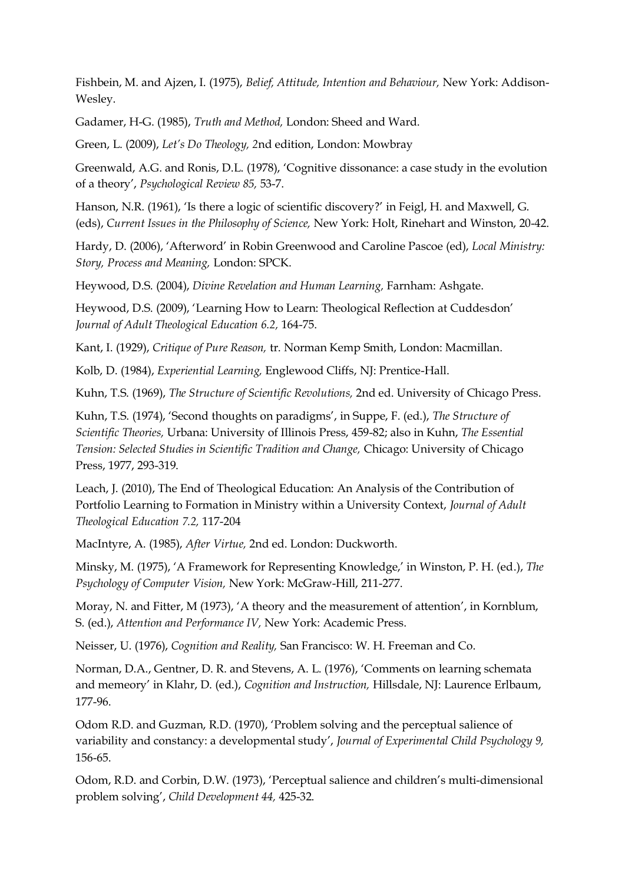Fishbein, M. and Ajzen, I. (1975), *Belief, Attitude, Intention and Behaviour,* New York: Addison-Wesley.

Gadamer, H-G. (1985), *Truth and Method,* London: Sheed and Ward.

Green, L. (2009), *Let's Do Theology,* 2nd edition, London: Mowbray

Greenwald, A.G. and Ronis, D.L. (1978), 'Cognitive dissonance: a case study in the evolution of a theory', *Psychological Review 85,* 53-7.

Hanson, N.R. (1961), 'Is there a logic of scientific discovery?' in Feigl, H. and Maxwell, G. (eds), *Current Issues in the Philosophy of Science,* New York: Holt, Rinehart and Winston, 20-42.

Hardy, D. (2006), 'Afterword' in Robin Greenwood and Caroline Pascoe (ed), *Local Ministry: Story, Process and Meaning,* London: SPCK.

Heywood, D.S. (2004), *Divine Revelation and Human Learning,* Farnham: Ashgate.

Heywood, D.S. (2009), 'Learning How to Learn: Theological Reflection at Cuddesdon' *Journal of Adult Theological Education 6.2,* 164-75.

Kant, I. (1929), *Critique of Pure Reason,* tr. Norman Kemp Smith, London: Macmillan.

Kolb, D. (1984), *Experiential Learning,* Englewood Cliffs, NJ: Prentice-Hall.

Kuhn, T.S. (1969), *The Structure of Scientific Revolutions,* 2nd ed. University of Chicago Press.

Kuhn, T.S. (1974), 'Second thoughts on paradigms', in Suppe, F. (ed.), *The Structure of Scientific Theories,* Urbana: University of Illinois Press, 459-82; also in Kuhn, *The Essential Tension: Selected Studies in Scientific Tradition and Change,* Chicago: University of Chicago Press, 1977, 293-319.

Leach, J. (2010), The End of Theological Education: An Analysis of the Contribution of Portfolio Learning to Formation in Ministry within a University Context, *Journal of Adult Theological Education 7.2,* 117-204

MacIntyre, A. (1985), *After Virtue,* 2nd ed. London: Duckworth.

Minsky, M. (1975), 'A Framework for Representing Knowledge,' in Winston, P. H. (ed.), *The Psychology of Computer Vision,* New York: McGraw-Hill, 211-277.

Moray, N. and Fitter, M (1973), 'A theory and the measurement of attention', in Kornblum, S. (ed.), *Attention and Performance IV,* New York: Academic Press.

Neisser, U. (1976), *Cognition and Reality,* San Francisco: W. H. Freeman and Co.

Norman, D.A., Gentner, D. R. and Stevens, A. L. (1976), 'Comments on learning schemata and memeory' in Klahr, D. (ed.), *Cognition and Instruction,* Hillsdale, NJ: Laurence Erlbaum, 177-96.

Odom R.D. and Guzman, R.D. (1970), 'Problem solving and the perceptual salience of variability and constancy: a developmental study', *Journal of Experimental Child Psychology 9,* 156-65.

Odom, R.D. and Corbin, D.W. (1973), 'Perceptual salience and children's multi-dimensional problem solving', *Child Development 44,* 425-32.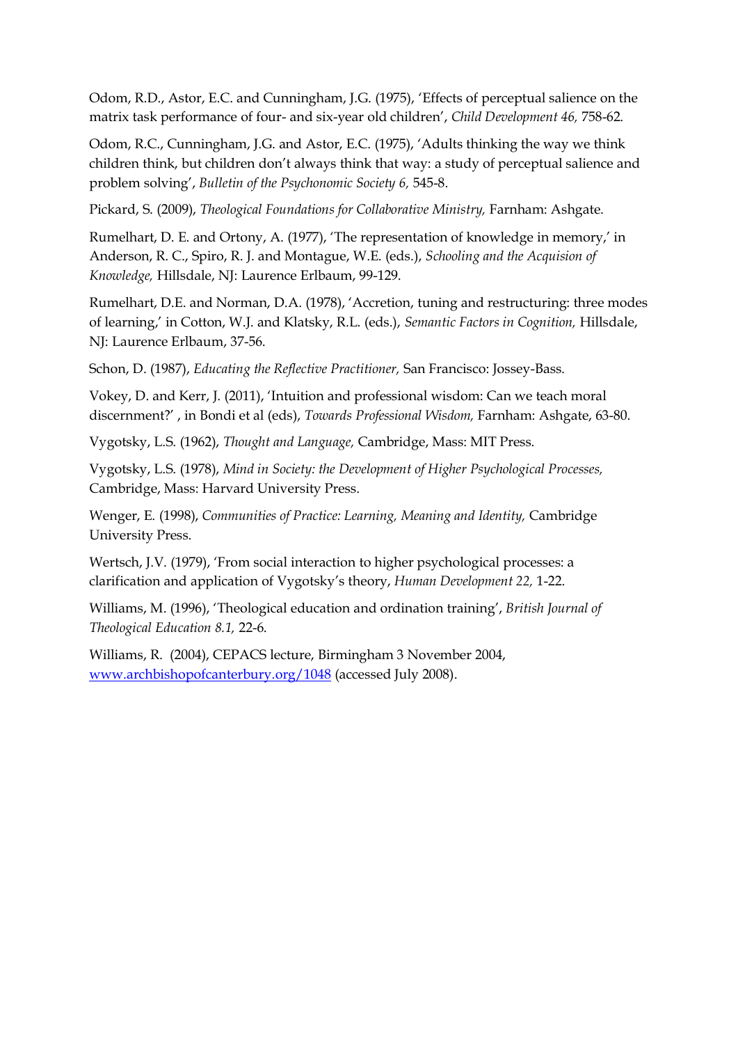Odom, R.D., Astor, E.C. and Cunningham, J.G. (1975), 'Effects of perceptual salience on the matrix task performance of four- and six-year old children', *Child Development 46,* 758-62.

Odom, R.C., Cunningham, J.G. and Astor, E.C. (1975), 'Adults thinking the way we think children think, but children don't always think that way: a study of perceptual salience and problem solving', *Bulletin of the Psychonomic Society 6,* 545-8.

Pickard, S. (2009), *Theological Foundations for Collaborative Ministry,* Farnham: Ashgate.

Rumelhart, D. E. and Ortony, A. (1977), 'The representation of knowledge in memory,' in Anderson, R. C., Spiro, R. J. and Montague, W.E. (eds.), *Schooling and the Acquision of Knowledge,* Hillsdale, NJ: Laurence Erlbaum, 99-129.

Rumelhart, D.E. and Norman, D.A. (1978), 'Accretion, tuning and restructuring: three modes of learning,' in Cotton, W.J. and Klatsky, R.L. (eds.), *Semantic Factors in Cognition,* Hillsdale, NJ: Laurence Erlbaum, 37-56.

Schon, D. (1987), *Educating the Reflective Practitioner,* San Francisco: Jossey-Bass.

Vokey, D. and Kerr, J. (2011), 'Intuition and professional wisdom: Can we teach moral discernment?' , in Bondi et al (eds), *Towards Professional Wisdom,* Farnham: Ashgate, 63-80.

Vygotsky, L.S. (1962), *Thought and Language,* Cambridge, Mass: MIT Press.

Vygotsky, L.S. (1978), *Mind in Society: the Development of Higher Psychological Processes,* Cambridge, Mass: Harvard University Press.

Wenger, E. (1998), *Communities of Practice: Learning, Meaning and Identity,* Cambridge University Press.

Wertsch, J.V. (1979), 'From social interaction to higher psychological processes: a clarification and application of Vygotsky's theory, *Human Development 22,* 1-22.

Williams, M. (1996), 'Theological education and ordination training', *British Journal of Theological Education 8.1,* 22-6.

Williams, R. (2004), CEPACS lecture, Birmingham 3 November 2004, [www.archbishopofcanterbury.org/1048](www.archbishopofcanterbury.org/1048) (accessed July 2008).